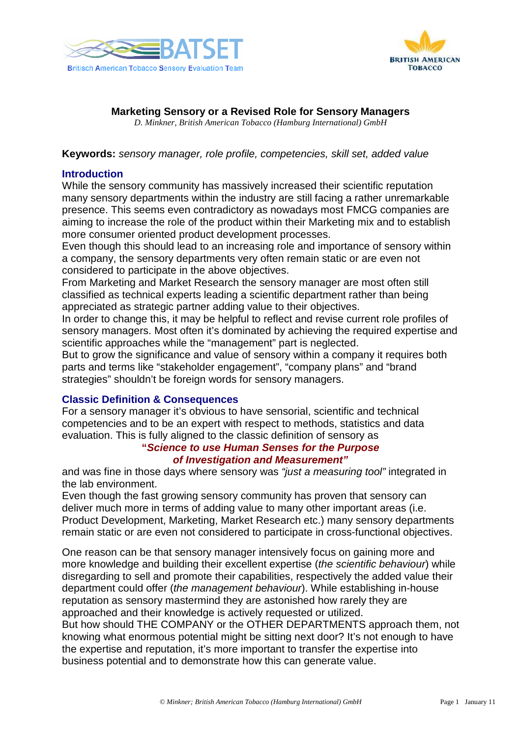**Marketing Sensory or a Revised Role for Sensory Managers**

*D. Minkner, British American Tobacco (Hamburg International) GmbH*

**Keywords:** *sensory manager, role profile, competencies, skill set, added value*

## Introduction

While the sensory community has massively increased their scientific reputation many sensory departments within the industry are still facing a rather unremarkable presence. This seems even contradictory as nowadays most FMCG companies are aiming to increase the role of the product within their Marketing mix and to establish more consumer oriented product development processes.

Even though this should lead to an increasing role and importance of sensory within a company, the sensory departments very often remain static or are even not considered to participate in the above objectives.

From Marketing and Market Research the sensory manager are most often still classified as technical experts leading a scientific department rather than being appreciated as strategic partner adding value to their objectives.

In order to change this, it may be helpful to reflect and revise current role profiles of sensory managers. Most often it's dominated by achieving the required expertise and scientific approaches while the "management" part is neglected.

But to grow the significance and value of sensory within a company it requires both parts and terms like "stakeholder engagement", "company plans" and "brand strategies" shouldn't be foreign words for sensory managers.

## Classic Definition & Consequences

For a sensory manager it's obvious to have sensorial, scientific and technical competencies and to be an expert with respect to methods, statistics and data evaluation. This is fully aligned to the classic definition of sensory as

**"*Science to use Human Senses for the Purpose of Investigation and Measurement"***

and was fine in those days where sensory was *"just a measuring tool"* integrated in the lab environment.

Even though the fast growing sensory community has proven that sensory can deliver much more in terms of adding value to many other important areas (i.e. Product Development, Marketing, Market Research etc.) many sensory departments remain static or are even not considered to participate in cross-functional objectives.

One reason can be that sensory manager intensively focus on gaining more and more knowledge and building their excellent expertise (*the scientific behaviour*) while disregarding to sell and promote their capabilities, respectively the added value their department could offer (*the management behaviour*). While establishing in-house reputation as sensory mastermind they are astonished how rarely they are approached and their knowledge is actively requested or utilized.

But how should THE COMPANY or the OTHER DEPARTMENTS approach them, not knowing what enormous potential might be sitting next door? It's not enough to have the expertise and reputation, it's more important to transfer the expertise into business potential and to demonstrate how this can generate value.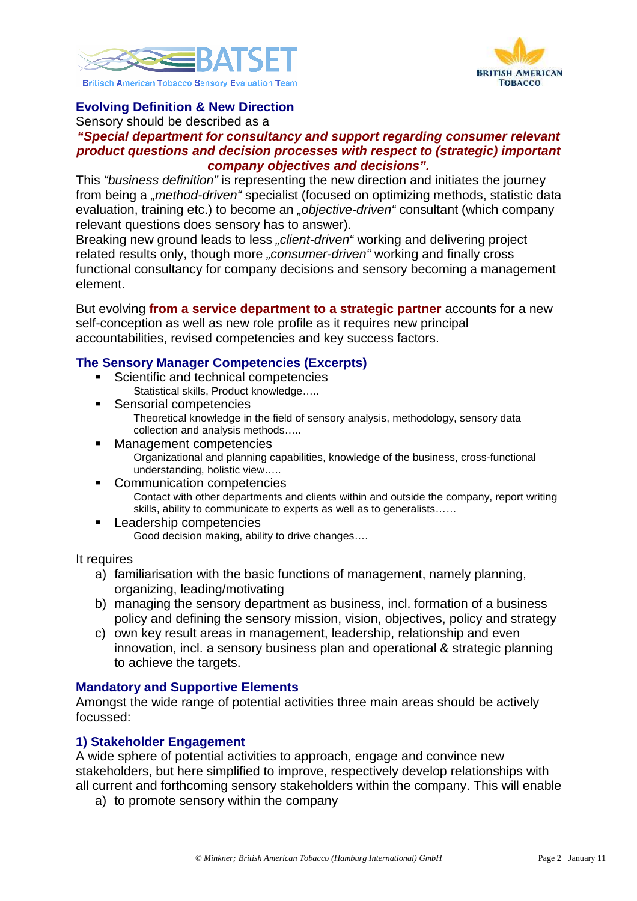## Evolving Definition & New Direction

Sensory should be described as a

***"Special department for consultancy and support regarding consumer relevant product questions and decision processes with respect to (strategic) important company objectives and decisions".***

This *"business definition"* is representing the new direction and initiates the journey from being a *„method-driven"* specialist (focused on optimizing methods, statistic data evaluation, training etc.) to become an *„objective-driven"* consultant (which company relevant questions does sensory has to answer).

Breaking new ground leads to less *„client-driven"* working and delivering project related results only, though more *„consumer-driven"* working and finally cross functional consultancy for company decisions and sensory becoming a management element.

But evolving **from a service department to a strategic partner** accounts for a new self-conception as well as new role profile as it requires new principal accountabilities, revised competencies and key success factors.

## The Sensory Manager Competencies (Excerpts)

- Scientific and technical competencies
  Statistical skills, Product knowledge…..
- Sensorial competencies
  Theoretical knowledge in the field of sensory analysis, methodology, sensory data collection and analysis methods…..
- Management competencies
  Organizational and planning capabilities, knowledge of the business, cross-functional understanding, holistic view…..
- Communication competencies
  Contact with other departments and clients within and outside the company, report writing skills, ability to communicate to experts as well as to generalists……
- Leadership competencies
  Good decision making, ability to drive changes….

It requires

a) familiarisation with the basic functions of management, namely planning, organizing, leading/motivating
b) managing the sensory department as business, incl. formation of a business policy and defining the sensory mission, vision, objectives, policy and strategy
c) own key result areas in management, leadership, relationship and even innovation, incl. a sensory business plan and operational & strategic planning to achieve the targets.

## Mandatory and Supportive Elements

Amongst the wide range of potential activities three main areas should be actively focussed:

### 1) Stakeholder Engagement

A wide sphere of potential activities to approach, engage and convince new stakeholders, but here simplified to improve, respectively develop relationships with all current and forthcoming sensory stakeholders within the company. This will enable

a) to promote sensory within the company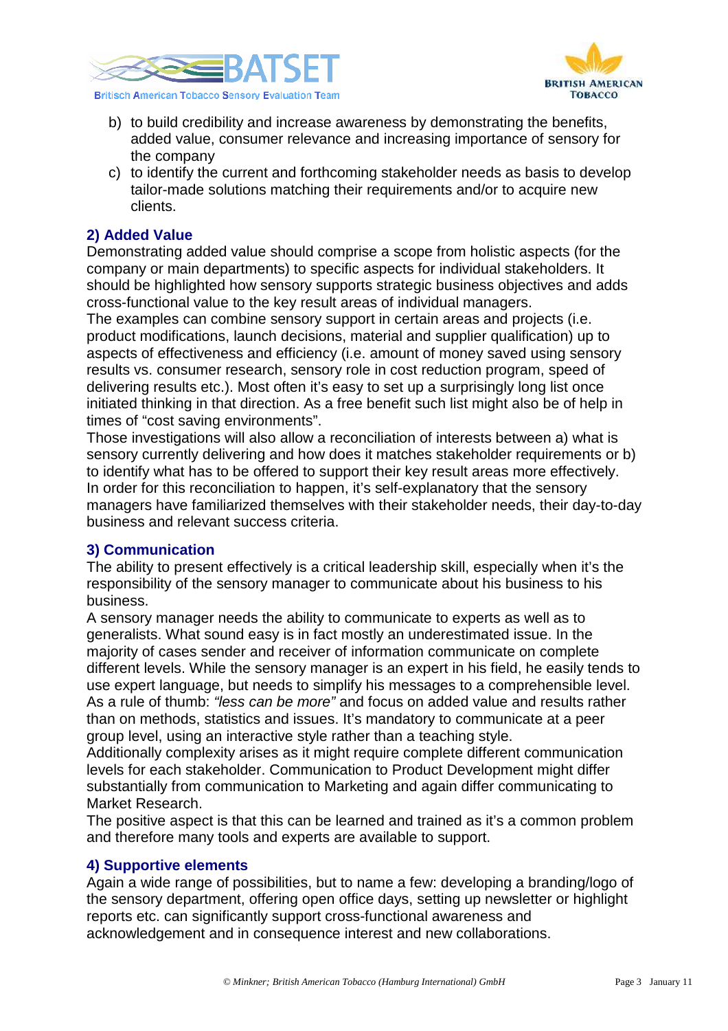b) to build credibility and increase awareness by demonstrating the benefits, added value, consumer relevance and increasing importance of sensory for the company
c) to identify the current and forthcoming stakeholder needs as basis to develop tailor-made solutions matching their requirements and/or to acquire new clients.

## 2) Added Value

Demonstrating added value should comprise a scope from holistic aspects (for the company or main departments) to specific aspects for individual stakeholders. It should be highlighted how sensory supports strategic business objectives and adds cross-functional value to the key result areas of individual managers.
The examples can combine sensory support in certain areas and projects (i.e. product modifications, launch decisions, material and supplier qualification) up to aspects of effectiveness and efficiency (i.e. amount of money saved using sensory results vs. consumer research, sensory role in cost reduction program, speed of delivering results etc.). Most often it's easy to set up a surprisingly long list once initiated thinking in that direction. As a free benefit such list might also be of help in times of "cost saving environments".
Those investigations will also allow a reconciliation of interests between a) what is sensory currently delivering and how does it matches stakeholder requirements or b) to identify what has to be offered to support their key result areas more effectively.
In order for this reconciliation to happen, it's self-explanatory that the sensory managers have familiarized themselves with their stakeholder needs, their day-to-day business and relevant success criteria.

## 3) Communication

The ability to present effectively is a critical leadership skill, especially when it's the responsibility of the sensory manager to communicate about his business to his business.
A sensory manager needs the ability to communicate to experts as well as to generalists. What sound easy is in fact mostly an underestimated issue. In the majority of cases sender and receiver of information communicate on complete different levels. While the sensory manager is an expert in his field, he easily tends to use expert language, but needs to simplify his messages to a comprehensible level. As a rule of thumb: *"less can be more"* and focus on added value and results rather than on methods, statistics and issues. It's mandatory to communicate at a peer group level, using an interactive style rather than a teaching style.
Additionally complexity arises as it might require complete different communication levels for each stakeholder. Communication to Product Development might differ substantially from communication to Marketing and again differ communicating to Market Research.
The positive aspect is that this can be learned and trained as it's a common problem and therefore many tools and experts are available to support.

## 4) Supportive elements

Again a wide range of possibilities, but to name a few: developing a branding/logo of the sensory department, offering open office days, setting up newsletter or highlight reports etc. can significantly support cross-functional awareness and acknowledgement and in consequence interest and new collaborations.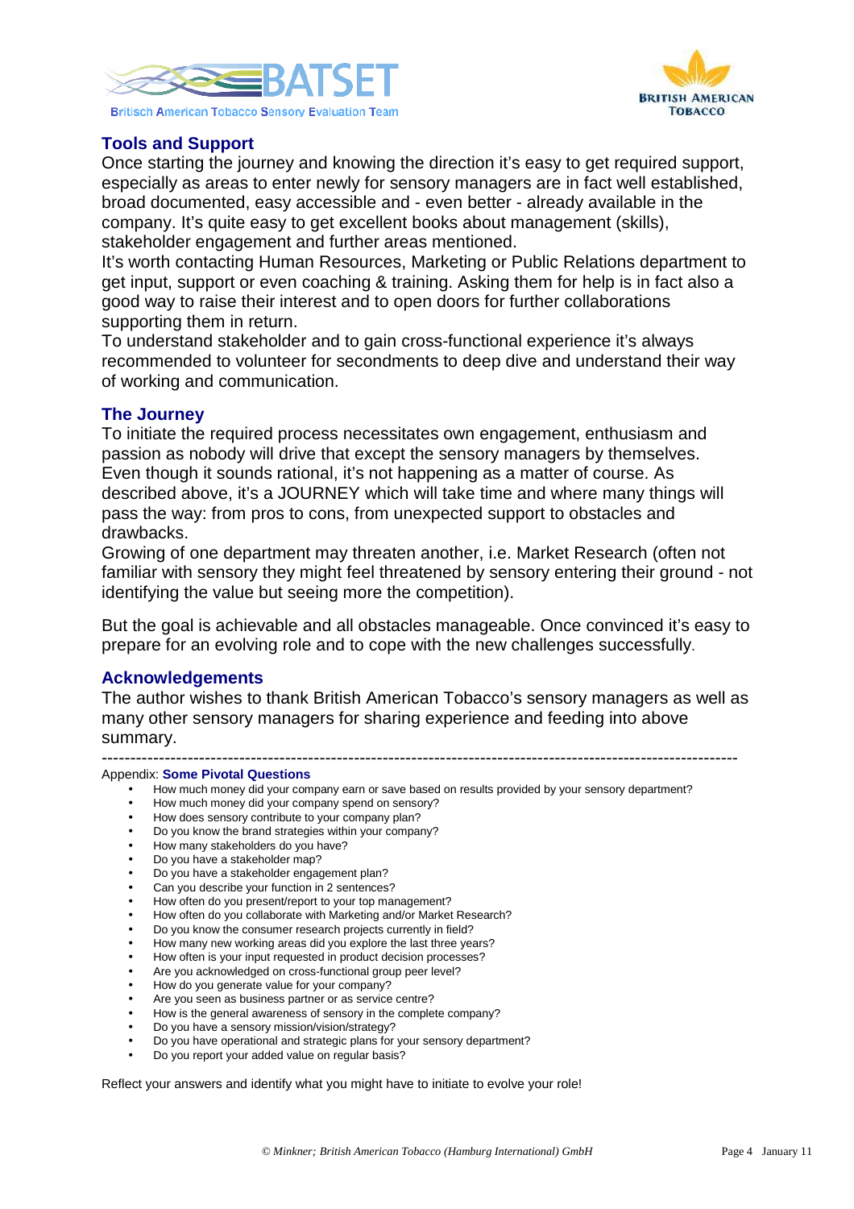## Tools and Support

Once starting the journey and knowing the direction it's easy to get required support, especially as areas to enter newly for sensory managers are in fact well established, broad documented, easy accessible and - even better - already available in the company. It's quite easy to get excellent books about management (skills), stakeholder engagement and further areas mentioned.

It's worth contacting Human Resources, Marketing or Public Relations department to get input, support or even coaching & training. Asking them for help is in fact also a good way to raise their interest and to open doors for further collaborations supporting them in return.

To understand stakeholder and to gain cross-functional experience it's always recommended to volunteer for secondments to deep dive and understand their way of working and communication.

## The Journey

To initiate the required process necessitates own engagement, enthusiasm and passion as nobody will drive that except the sensory managers by themselves. Even though it sounds rational, it's not happening as a matter of course. As described above, it's a JOURNEY which will take time and where many things will pass the way: from pros to cons, from unexpected support to obstacles and drawbacks.

Growing of one department may threaten another, i.e. Market Research (often not familiar with sensory they might feel threatened by sensory entering their ground - not identifying the value but seeing more the competition).

But the goal is achievable and all obstacles manageable. Once convinced it's easy to prepare for an evolving role and to cope with the new challenges successfully.

## Acknowledgements

The author wishes to thank British American Tobacco's sensory managers as well as many other sensory managers for sharing experience and feeding into above summary.

---

Appendix: **Some Pivotal Questions**

- How much money did your company earn or save based on results provided by your sensory department?
- How much money did your company spend on sensory?
- How does sensory contribute to your company plan?
- Do you know the brand strategies within your company?
- How many stakeholders do you have?
- Do you have a stakeholder map?
- Do you have a stakeholder engagement plan?
- Can you describe your function in 2 sentences?
- How often do you present/report to your top management?
- How often do you collaborate with Marketing and/or Market Research?
- Do you know the consumer research projects currently in field?
- How many new working areas did you explore the last three years?
- How often is your input requested in product decision processes?
- Are you acknowledged on cross-functional group peer level?
- How do you generate value for your company?
- Are you seen as business partner or as service centre?
- How is the general awareness of sensory in the complete company?
- Do you have a sensory mission/vision/strategy?
- Do you have operational and strategic plans for your sensory department?
- Do you report your added value on regular basis?

Reflect your answers and identify what you might have to initiate to evolve your role!